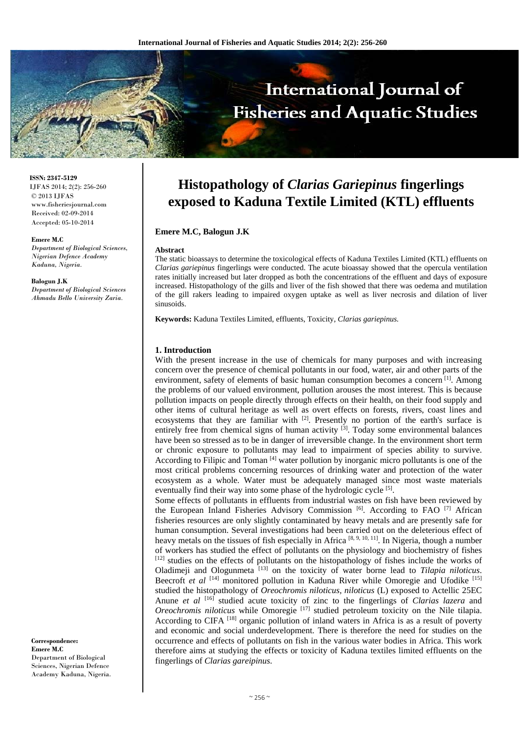ISSN: 2347-5129
IJFAS 2014; 2(2): 256-260
© 2013 IJFAS
www.fisheriesjournal.com
Received: 02-09-2014
Accepted: 05-10-2014

**Emere M.C**
*Department of Biological Sciences, Nigerian Defence Academy Kaduna, Nigeria.*

**Balogun J.K**
*Department of Biological Sciences Ahmadu Bello University Zaria.*

**Correspondence:**
**Emere M.C**
Department of Biological Sciences, Nigerian Defence Academy Kaduna, Nigeria.

# Histopathology of *Clarias Gariepinus* fingerlings exposed to Kaduna Textile Limited (KTL) effluents

**Emere M.C, Balogun J.K**

**Abstract**

The static bioassays to determine the toxicological effects of Kaduna Textiles Limited (KTL) effluents on *Clarias gariepinus* fingerlings were conducted. The acute bioassay showed that the opercula ventilation rates initially increased but later dropped as both the concentrations of the effluent and days of exposure increased. Histopathology of the gills and liver of the fish showed that there was oedema and mutilation of the gill rakers leading to impaired oxygen uptake as well as liver necrosis and dilation of liver sinusoids.

**Keywords:** Kaduna Textiles Limited, effluents, Toxicity, *Clarias gariepinus.*

## 1. Introduction

With the present increase in the use of chemicals for many purposes and with increasing concern over the presence of chemical pollutants in our food, water, air and other parts of the environment, safety of elements of basic human consumption becomes a concern [1]. Among the problems of our valued environment, pollution arouses the most interest. This is because pollution impacts on people directly through effects on their health, on their food supply and other items of cultural heritage as well as overt effects on forests, rivers, coast lines and ecosystems that they are familiar with [2]. Presently no portion of the earth's surface is entirely free from chemical signs of human activity [3]. Today some environmental balances have been so stressed as to be in danger of irreversible change. In the environment short term or chronic exposure to pollutants may lead to impairment of species ability to survive. According to Filipic and Toman [4] water pollution by inorganic micro pollutants is one of the most critical problems concerning resources of drinking water and protection of the water ecosystem as a whole. Water must be adequately managed since most waste materials eventually find their way into some phase of the hydrologic cycle [5].

Some effects of pollutants in effluents from industrial wastes on fish have been reviewed by the European Inland Fisheries Advisory Commission [6]. According to FAO [7] African fisheries resources are only slightly contaminated by heavy metals and are presently safe for human consumption. Several investigations had been carried out on the deleterious effect of heavy metals on the tissues of fish especially in Africa [8, 9, 10, 11]. In Nigeria, though a number of workers has studied the effect of pollutants on the physiology and biochemistry of fishes [12] studies on the effects of pollutants on the histopathology of fishes include the works of Oladimeji and Ologunmeta [13] on the toxicity of water borne lead to *Tilapia niloticus*. Beecroft *et al* [14] monitored pollution in Kaduna River while Omoregie and Ufodike [15] studied the histopathology of *Oreochromis niloticus, niloticus* (L) exposed to Actellic 25EC Anune *et al* [16] studied acute toxicity of zinc to the fingerlings of *Clarias lazera* and *Oreochromis niloticus* while Omoregie [17] studied petroleum toxicity on the Nile tilapia. According to CIFA [18] organic pollution of inland waters in Africa is as a result of poverty and economic and social underdevelopment. There is therefore the need for studies on the occurrence and effects of pollutants on fish in the various water bodies in Africa. This work therefore aims at studying the effects or toxicity of Kaduna textiles limited effluents on the fingerlings of *Clarias gareipinus.*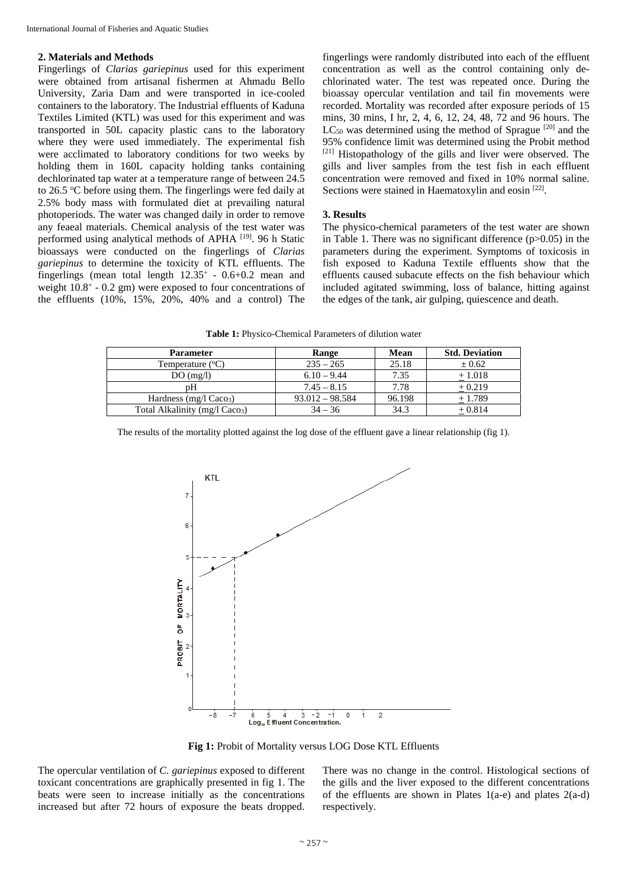## 2. Materials and Methods

Fingerlings of *Clarias gariepinus* used for this experiment were obtained from artisanal fishermen at Ahmadu Bello University, Zaria Dam and were transported in ice-cooled containers to the laboratory. The Industrial effluents of Kaduna Textiles Limited (KTL) was used for this experiment and was transported in 50L capacity plastic cans to the laboratory where they were used immediately. The experimental fish were acclimated to laboratory conditions for two weeks by holding them in 160L capacity holding tanks containing dechlorinated tap water at a temperature range of between 24.5 to 26.5 °C before using them. The fingerlings were fed daily at 2.5% body mass with formulated diet at prevailing natural photoperiods. The water was changed daily in order to remove any feaeal materials. Chemical analysis of the test water was performed using analytical methods of APHA [19]. 96 h Static bioassays were conducted on the fingerlings of *Clarias gariepinus* to determine the toxicity of KTL effluents. The fingerlings (mean total length 12.35⁺ - 0.6+0.2 mean and weight 10.8⁺ - 0.2 gm) were exposed to four concentrations of the effluents (10%, 15%, 20%, 40% and a control) The fingerlings were randomly distributed into each of the effluent concentration as well as the control containing only de-chlorinated water. The test was repeated once. During the bioassay opercular ventilation and tail fin movements were recorded. Mortality was recorded after exposure periods of 15 mins, 30 mins, I hr, 2, 4, 6, 12, 24, 48, 72 and 96 hours. The $LC_{50}$ was determined using the method of Sprague [20] and the 95% confidence limit was determined using the Probit method [21] Histopathology of the gills and liver were observed. The gills and liver samples from the test fish in each effluent concentration were removed and fixed in 10% normal saline. Sections were stained in Haematoxylin and eosin [22].

## 3. Results

The physico-chemical parameters of the test water are shown in Table 1. There was no significant difference ($p>0.05$) in the parameters during the experiment. Symptoms of toxicosis in fish exposed to Kaduna Textile effluents show that the effluents caused subacute effects on the fish behaviour which included agitated swimming, loss of balance, hitting against the edges of the tank, air gulping, quiescence and death.

**Table 1:** Physico-Chemical Parameters of dilution water

| Parameter | Range | Mean | Std. Deviation |
|---|---|---|---|
| Temperature (°C) | 235 – 265 | 25.18 | ± 0.62 |
| DO (mg/l) | 6.10 – 9.44 | 7.35 | ± 1.018 |
| pH | 7.45 – 8.15 | 7.78 | ± 0.219 |
| Hardness (mg/l $Caco_3$) | 93.012 – 98.584 | 96.198 | ± 1.789 |
| Total Alkalinity (mg/l $Caco_3$) | 34 – 36 | 34.3 | ± 0.814 |

The results of the mortality plotted against the log dose of the effluent gave a linear relationship (fig 1).

**Fig 1:** Probit of Mortality versus LOG Dose KTL Effluents

The opercular ventilation of *C. gariepinus* exposed to different toxicant concentrations are graphically presented in fig 1. The beats were seen to increase initially as the concentrations increased but after 72 hours of exposure the beats dropped. There was no change in the control. Histological sections of the gills and the liver exposed to the different concentrations of the effluents are shown in Plates 1(a-e) and plates 2(a-d) respectively.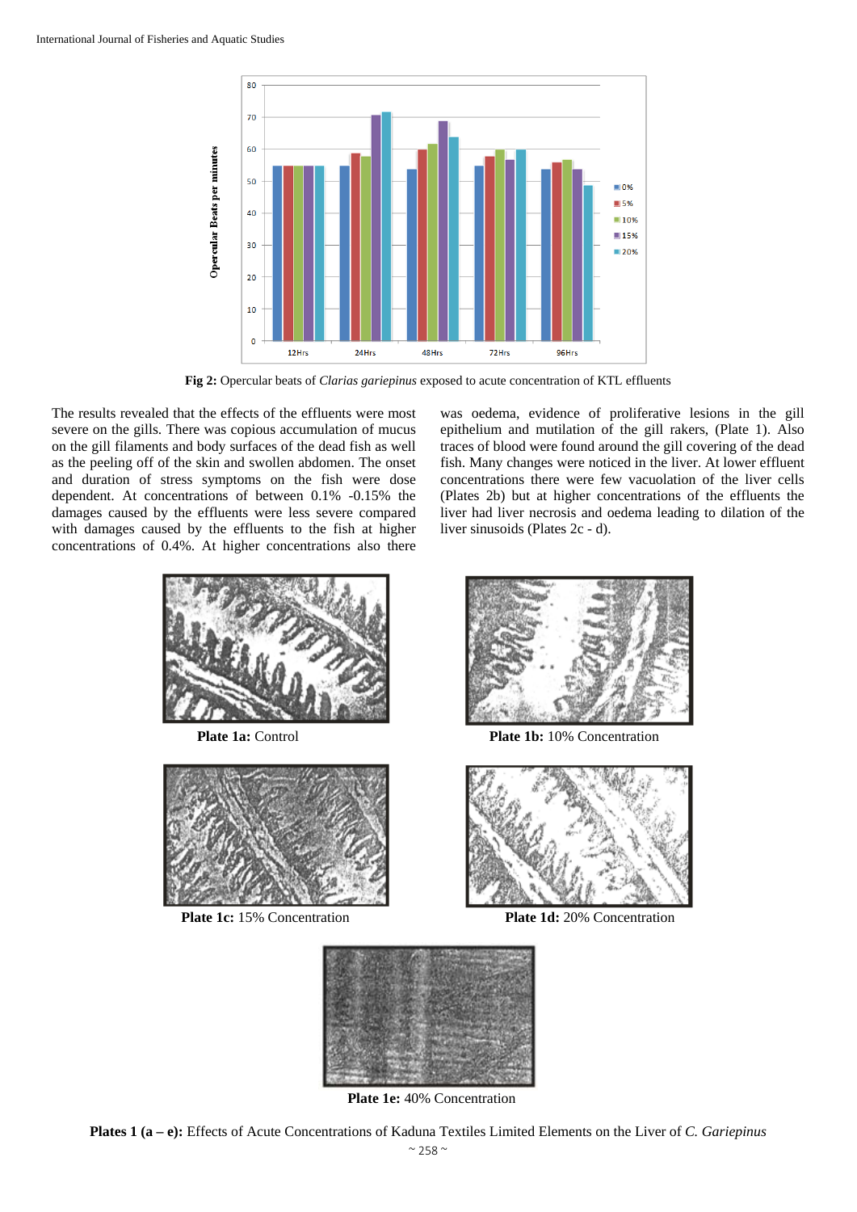**Fig 2:** Opercular beats of *Clarias gariepinus* exposed to acute concentration of KTL effluents

The results revealed that the effects of the effluents were most severe on the gills. There was copious accumulation of mucus on the gill filaments and body surfaces of the dead fish as well as the peeling off of the skin and swollen abdomen. The onset and duration of stress symptoms on the fish were dose dependent. At concentrations of between 0.1% -0.15% the damages caused by the effluents were less severe compared with damages caused by the effluents to the fish at higher concentrations of 0.4%. At higher concentrations also there was oedema, evidence of proliferative lesions in the gill epithelium and mutilation of the gill rakers, (Plate 1). Also traces of blood were found around the gill covering of the dead fish. Many changes were noticed in the liver. At lower effluent concentrations there were few vacuolation of the liver cells (Plates 2b) but at higher concentrations of the effluents the liver had liver necrosis and oedema leading to dilation of the liver sinusoids (Plates 2c - d).

**Plate 1a:** Control

**Plate 1b:** 10% Concentration

**Plate 1c:** 15% Concentration

**Plate 1d:** 20% Concentration

**Plate 1e:** 40% Concentration

**Plates 1 (a – e):** Effects of Acute Concentrations of Kaduna Textiles Limited Elements on the Liver of *C. Gariepinus*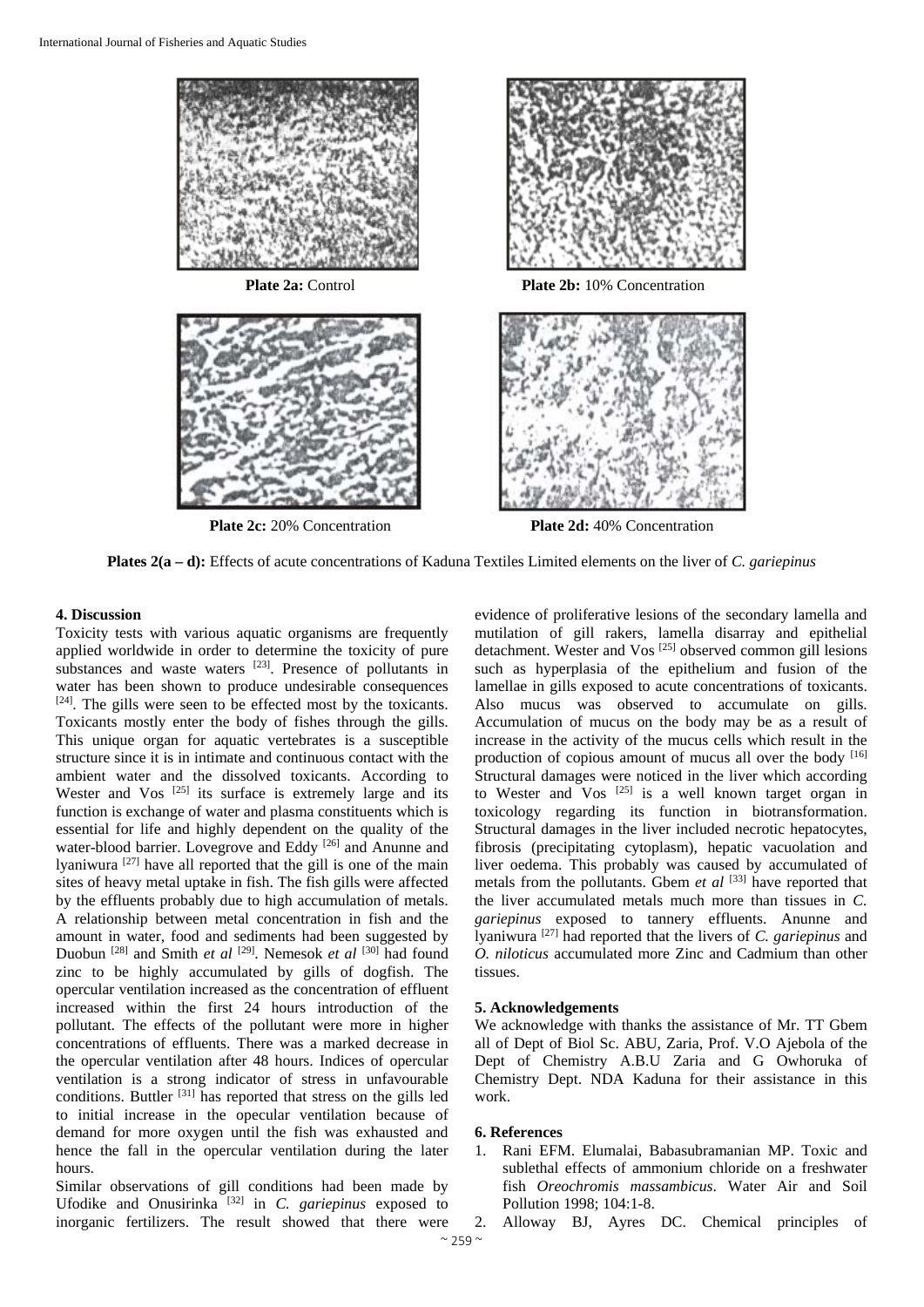Plate 2a: Control

Plate 2b: 10% Concentration

Plate 2c: 20% Concentration

Plate 2d: 40% Concentration

**Plates 2(a – d):** Effects of acute concentrations of Kaduna Textiles Limited elements on the liver of *C. gariepinus*

## 4. Discussion

Toxicity tests with various aquatic organisms are frequently applied worldwide in order to determine the toxicity of pure substances and waste waters [23]. Presence of pollutants in water has been shown to produce undesirable consequences [24]. The gills were seen to be effected most by the toxicants. Toxicants mostly enter the body of fishes through the gills. This unique organ for aquatic vertebrates is a susceptible structure since it is in intimate and continuous contact with the ambient water and the dissolved toxicants. According to Wester and Vos [25] its surface is extremely large and its function is exchange of water and plasma constituents which is essential for life and highly dependent on the quality of the water-blood barrier. Lovegrove and Eddy [26] and Anunne and lyaniwura [27] have all reported that the gill is one of the main sites of heavy metal uptake in fish. The fish gills were affected by the effluents probably due to high accumulation of metals. A relationship between metal concentration in fish and the amount in water, food and sediments had been suggested by Duobun [28] and Smith *et al* [29]. Nemesok *et al* [30] had found zinc to be highly accumulated by gills of dogfish. The opercular ventilation increased as the concentration of effluent increased within the first 24 hours introduction of the pollutant. The effects of the pollutant were more in higher concentrations of effluents. There was a marked decrease in the opercular ventilation after 48 hours. Indices of opercular ventilation is a strong indicator of stress in unfavourable conditions. Buttler [31] has reported that stress on the gills led to initial increase in the opecular ventilation because of demand for more oxygen until the fish was exhausted and hence the fall in the opercular ventilation during the later hours.

Similar observations of gill conditions had been made by Ufodike and Onusirinka [32] in *C. gariepinus* exposed to inorganic fertilizers. The result showed that there were evidence of proliferative lesions of the secondary lamella and mutilation of gill rakers, lamella disarray and epithelial detachment. Wester and Vos [25] observed common gill lesions such as hyperplasia of the epithelium and fusion of the lamellae in gills exposed to acute concentrations of toxicants. Also mucus was observed to accumulate on gills. Accumulation of mucus on the body may be as a result of increase in the activity of the mucus cells which result in the production of copious amount of mucus all over the body [16] Structural damages were noticed in the liver which according to Wester and Vos [25] is a well known target organ in toxicology regarding its function in biotransformation. Structural damages in the liver included necrotic hepatocytes, fibrosis (precipitating cytoplasm), hepatic vacuolation and liver oedema. This probably was caused by accumulated of metals from the pollutants. Gbem *et al* [33] have reported that the liver accumulated metals much more than tissues in *C. gariepinus* exposed to tannery effluents. Anunne and lyaniwura [27] had reported that the livers of *C. gariepinus* and *O. niloticus* accumulated more Zinc and Cadmium than other tissues.

## 5. Acknowledgements

We acknowledge with thanks the assistance of Mr. TT Gbem all of Dept of Biol Sc. ABU, Zaria, Prof. V.O Ajebola of the Dept of Chemistry A.B.U Zaria and G Owhoruka of Chemistry Dept. NDA Kaduna for their assistance in this work.

## 6. References

1. Rani EFM. Elumalai, Babasubramanian MP. Toxic and sublethal effects of ammonium chloride on a freshwater fish *Oreochromis massambicus*. Water Air and Soil Pollution 1998; 104:1-8.
2. Alloway BJ, Ayres DC. Chemical principles of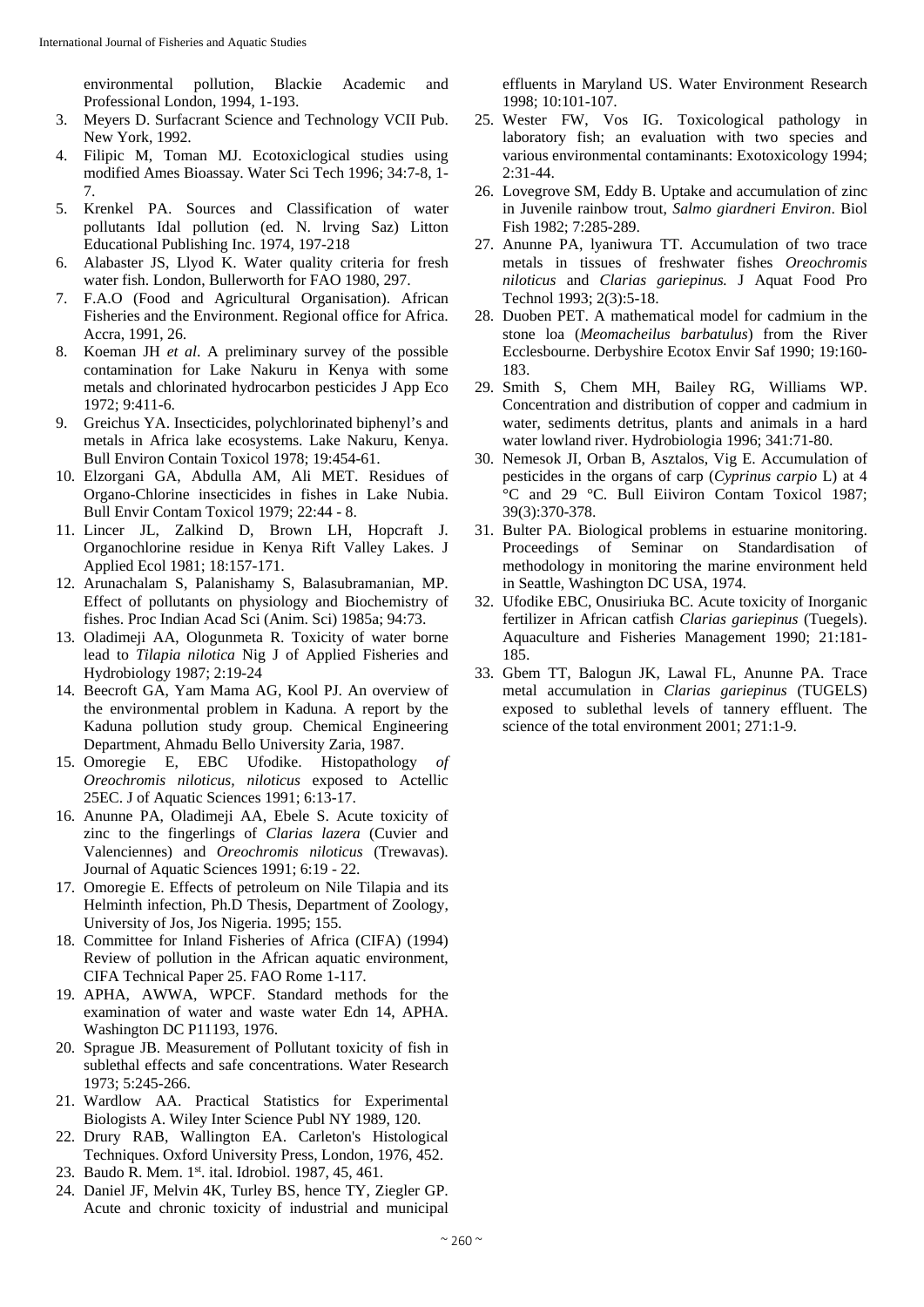environmental pollution, Blackie Academic and Professional London, 1994, 1-193.

3. Meyers D. Surfacrant Science and Technology VCII Pub. New York, 1992.
4. Filipic M, Toman MJ. Ecotoxiclogical studies using modified Ames Bioassay. Water Sci Tech 1996; 34:7-8, 1-7.
5. Krenkel PA. Sources and Classification of water pollutants Idal pollution (ed. N. lrving Saz) Litton Educational Publishing Inc. 1974, 197-218
6. Alabaster JS, Llyod K. Water quality criteria for fresh water fish. London, Bullerworth for FAO 1980, 297.
7. F.A.O (Food and Agricultural Organisation). African Fisheries and the Environment. Regional office for Africa. Accra, 1991, 26.
8. Koeman JH *et al*. A preliminary survey of the possible contamination for Lake Nakuru in Kenya with some metals and chlorinated hydrocarbon pesticides J App Eco 1972; 9:411-6.
9. Greichus YA. Insecticides, polychlorinated biphenyl's and metals in Africa lake ecosystems. Lake Nakuru, Kenya. Bull Environ Contain Toxicol 1978; 19:454-61.
10. Elzorgani GA, Abdulla AM, Ali MET. Residues of Organo-Chlorine insecticides in fishes in Lake Nubia. Bull Envir Contam Toxicol 1979; 22:44 - 8.
11. Lincer JL, Zalkind D, Brown LH, Hopcraft J. Organochlorine residue in Kenya Rift Valley Lakes. J Applied Ecol 1981; 18:157-171.
12. Arunachalam S, Palanishamy S, Balasubramanian, MP. Effect of pollutants on physiology and Biochemistry of fishes. Proc Indian Acad Sci (Anim. Sci) 1985a; 94:73.
13. Oladimeji AA, Ologunmeta R. Toxicity of water borne lead to *Tilapia nilotica* Nig J of Applied Fisheries and Hydrobiology 1987; 2:19-24
14. Beecroft GA, Yam Mama AG, Kool PJ. An overview of the environmental problem in Kaduna. A report by the Kaduna pollution study group. Chemical Engineering Department, Ahmadu Bello University Zaria, 1987.
15. Omoregie E, EBC Ufodike. Histopathology *of Oreochromis niloticus, niloticus* exposed to Actellic 25EC. J of Aquatic Sciences 1991; 6:13-17.
16. Anunne PA, Oladimeji AA, Ebele S. Acute toxicity of zinc to the fingerlings of *Clarias lazera* (Cuvier and Valenciennes) and *Oreochromis niloticus* (Trewavas). Journal of Aquatic Sciences 1991; 6:19 - 22.
17. Omoregie E. Effects of petroleum on Nile Tilapia and its Helminth infection, Ph.D Thesis, Department of Zoology, University of Jos, Jos Nigeria. 1995; 155.
18. Committee for Inland Fisheries of Africa (CIFA) (1994) Review of pollution in the African aquatic environment, CIFA Technical Paper 25. FAO Rome 1-117.
19. APHA, AWWA, WPCF. Standard methods for the examination of water and waste water Edn 14, APHA. Washington DC P11193, 1976.
20. Sprague JB. Measurement of Pollutant toxicity of fish in sublethal effects and safe concentrations. Water Research 1973; 5:245-266.
21. Wardlow AA. Practical Statistics for Experimental Biologists A. Wiley Inter Science Publ NY 1989, 120.
22. Drury RAB, Wallington EA. Carleton's Histological Techniques. Oxford University Press, London, 1976, 452.
23. Baudo R. Mem. 1st. ital. Idrobiol. 1987, 45, 461.
24. Daniel JF, Melvin 4K, Turley BS, hence TY, Ziegler GP. Acute and chronic toxicity of industrial and municipal effluents in Maryland US. Water Environment Research 1998; 10:101-107.
25. Wester FW, Vos IG. Toxicological pathology in laboratory fish; an evaluation with two species and various environmental contaminants: Exotoxicology 1994; 2:31-44.
26. Lovegrove SM, Eddy B. Uptake and accumulation of zinc in Juvenile rainbow trout, *Salmo giardneri Environ*. Biol Fish 1982; 7:285-289.
27. Anunne PA, lyaniwura TT. Accumulation of two trace metals in tissues of freshwater fishes *Oreochromis niloticus* and *Clarias gariepinus.* J Aquat Food Pro Technol 1993; 2(3):5-18.
28. Duoben PET. A mathematical model for cadmium in the stone loa (*Meomacheilus barbatulus*) from the River Ecclesbourne. Derbyshire Ecotox Envir Saf 1990; 19:160-183.
29. Smith S, Chem MH, Bailey RG, Williams WP. Concentration and distribution of copper and cadmium in water, sediments detritus, plants and animals in a hard water lowland river. Hydrobiologia 1996; 341:71-80.
30. Nemesok JI, Orban B, Asztalos, Vig E. Accumulation of pesticides in the organs of carp (*Cyprinus carpio* L) at 4 °C and 29 °C. Bull Eiiviron Contam Toxicol 1987; 39(3):370-378.
31. Bulter PA. Biological problems in estuarine monitoring. Proceedings of Seminar on Standardisation of methodology in monitoring the marine environment held in Seattle, Washington DC USA, 1974.
32. Ufodike EBC, Onusiriuka BC. Acute toxicity of Inorganic fertilizer in African catfish *Clarias gariepinus* (Tuegels). Aquaculture and Fisheries Management 1990; 21:181-185.
33. Gbem TT, Balogun JK, Lawal FL, Anunne PA. Trace metal accumulation in *Clarias gariepinus* (TUGELS) exposed to sublethal levels of tannery effluent. The science of the total environment 2001; 271:1-9.